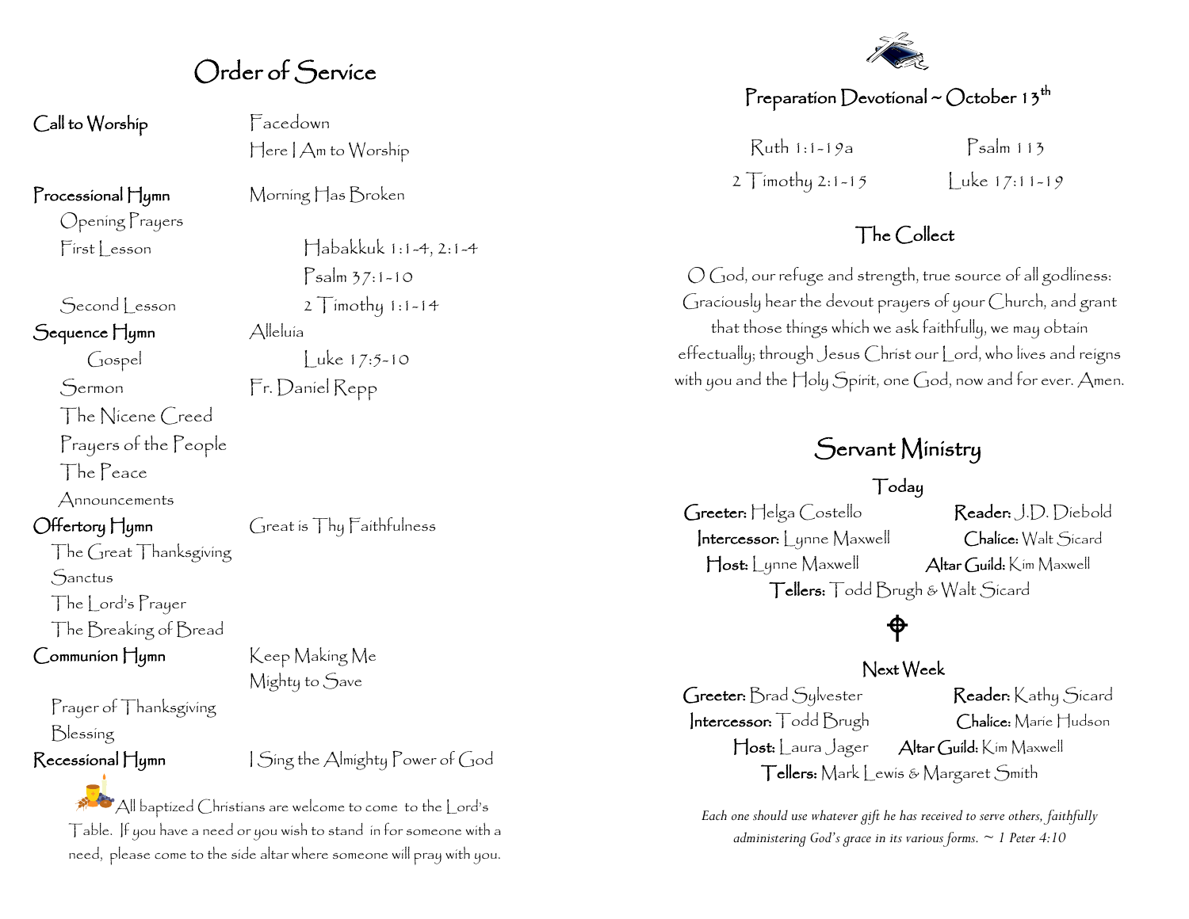# Order of Service

| | |
|---|---|
| **Call to Worship** | Facedown |
| | Here I Am to Worship |
| **Processional Hymn** | Morning Has Broken |
| Opening Prayers | |
| First Lesson | Habakkuk 1:1-4, 2:1-4 |
| | Psalm 37:1-10 |
| Second Lesson | 2 Timothy 1:1-14 |
| **Sequence Hymn** | Alleluia |
| Gospel | Luke 17:5-10 |
| Sermon | Fr. Daniel Repp |
| The Nicene Creed | |
| Prayers of the People | |
| The Peace | |
| Announcements | |
| **Offertory Hymn** | Great is Thy Faithfulness |
| The Great Thanksgiving | |
| Sanctus | |
| The Lord's Prayer | |
| The Breaking of Bread | |
| **Communion Hymn** | Keep Making Me |
| | Mighty to Save |
| Prayer of Thanksgiving | |
| Blessing | |
| **Recessional Hymn** | I Sing the Almighty Power of God |

All baptized Christians are welcome to come to the Lord's Table. If you have a need or you wish to stand in for someone with a need, please come to the side altar where someone will pray with you.

## Preparation Devotional ~ October 13th

Ruth 1:1-19a — Psalm 113

2 Timothy 2:1-15 — Luke 17:11-19

## The Collect

O God, our refuge and strength, true source of all godliness: Graciously hear the devout prayers of your Church, and grant that those things which we ask faithfully, we may obtain effectually; through Jesus Christ our Lord, who lives and reigns with you and the Holy Spirit, one God, now and for ever. Amen.

## Servant Ministry

### Today

**Greeter:** Helga Costello — **Reader:** J.D. Diebold

**Intercessor:** Lynne Maxwell — **Chalice:** Walt Sicard

**Host:** Lynne Maxwell — **Altar Guild:** Kim Maxwell

**Tellers:** Todd Brugh & Walt Sicard

### Next Week

**Greeter:** Brad Sylvester — **Reader:** Kathy Sicard

**Intercessor:** Todd Brugh — **Chalice:** Marie Hudson

**Host:** Laura Jager — **Altar Guild:** Kim Maxwell

**Tellers:** Mark Lewis & Margaret Smith

*Each one should use whatever gift he has received to serve others, faithfully administering God's grace in its various forms. ~ 1 Peter 4:10*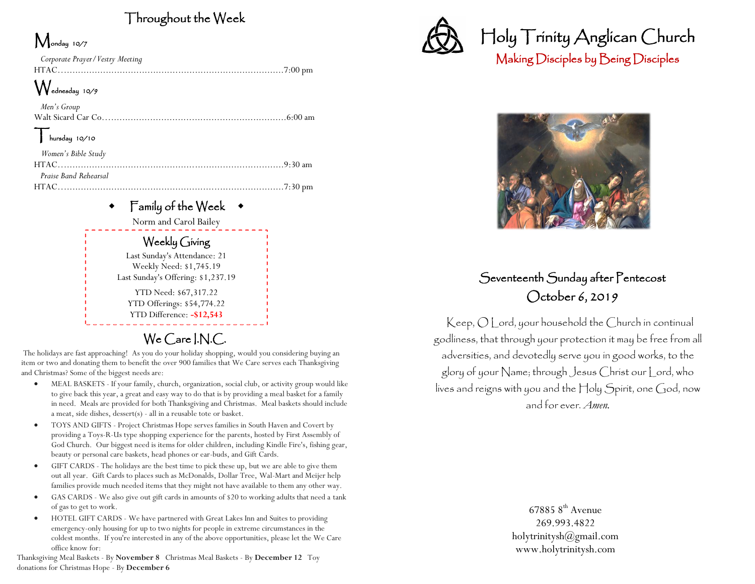# Throughout the Week

## Monday 10/7

*Corporate Prayer/Vestry Meeting*

HTAC……………………………………………………………………7:00 pm

## Wednesday 10/9

*Men's Group*

Walt Sicard Car Co.………………………………………………………6:00 am

## Thursday 10/10

*Women's Bible Study*

HTAC……………………………………………………………………9:30 am

*Praise Band Rehearsal*

HTAC……………………………………………………………………7:30 pm

## ◆ Family of the Week ◆

Norm and Carol Bailey

## Weekly Giving

Last Sunday's Attendance: 21
Weekly Need: $1,745.19
Last Sunday's Offering: $1,237.19

YTD Need: $67,317.22
YTD Offerings: $54,774.22
YTD Difference: **-$12,543**

## We Care I.N.C.

The holidays are fast approaching! As you do your holiday shopping, would you considering buying an item or two and donating them to benefit the over 900 families that We Care serves each Thanksgiving and Christmas? Some of the biggest needs are:

- MEAL BASKETS - If your family, church, organization, social club, or activity group would like to give back this year, a great and easy way to do that is by providing a meal basket for a family in need. Meals are provided for both Thanksgiving and Christmas. Meal baskets should include a meat, side dishes, dessert(s) - all in a reusable tote or basket.
- TOYS AND GIFTS - Project Christmas Hope serves families in South Haven and Covert by providing a Toys-R-Us type shopping experience for the parents, hosted by First Assembly of God Church. Our biggest need is items for older children, including Kindle Fire's, fishing gear, beauty or personal care baskets, head phones or ear-buds, and Gift Cards.
- GIFT CARDS - The holidays are the best time to pick these up, but we are able to give them out all year. Gift Cards to places such as McDonalds, Dollar Tree, Wal-Mart and Meijer help families provide much needed items that they might not have available to them any other way.
- GAS CARDS - We also give out gift cards in amounts of $20 to working adults that need a tank of gas to get to work.
- HOTEL GIFT CARDS - We have partnered with Great Lakes Inn and Suites to providing emergency-only housing for up to two nights for people in extreme circumstances in the coldest months. If you're interested in any of the above opportunities, please let the We Care office know for:

Thanksgiving Meal Baskets - By **November 8** Christmas Meal Baskets - By **December 12** Toy donations for Christmas Hope - By **December 6**

# Holy Trinity Anglican Church

Making Disciples by Being Disciples

## Seventeenth Sunday after Pentecost
## October 6, 2019

Keep, O Lord, your household the Church in continual godliness, that through your protection it may be free from all adversities, and devotedly serve you in good works, to the glory of your Name; through Jesus Christ our Lord, who lives and reigns with you and the Holy Spirit, one God, now and for ever. *Amen.*

67885 8th Avenue
269.993.4822
holytrinitysh@gmail.com
www.holytrinitysh.com